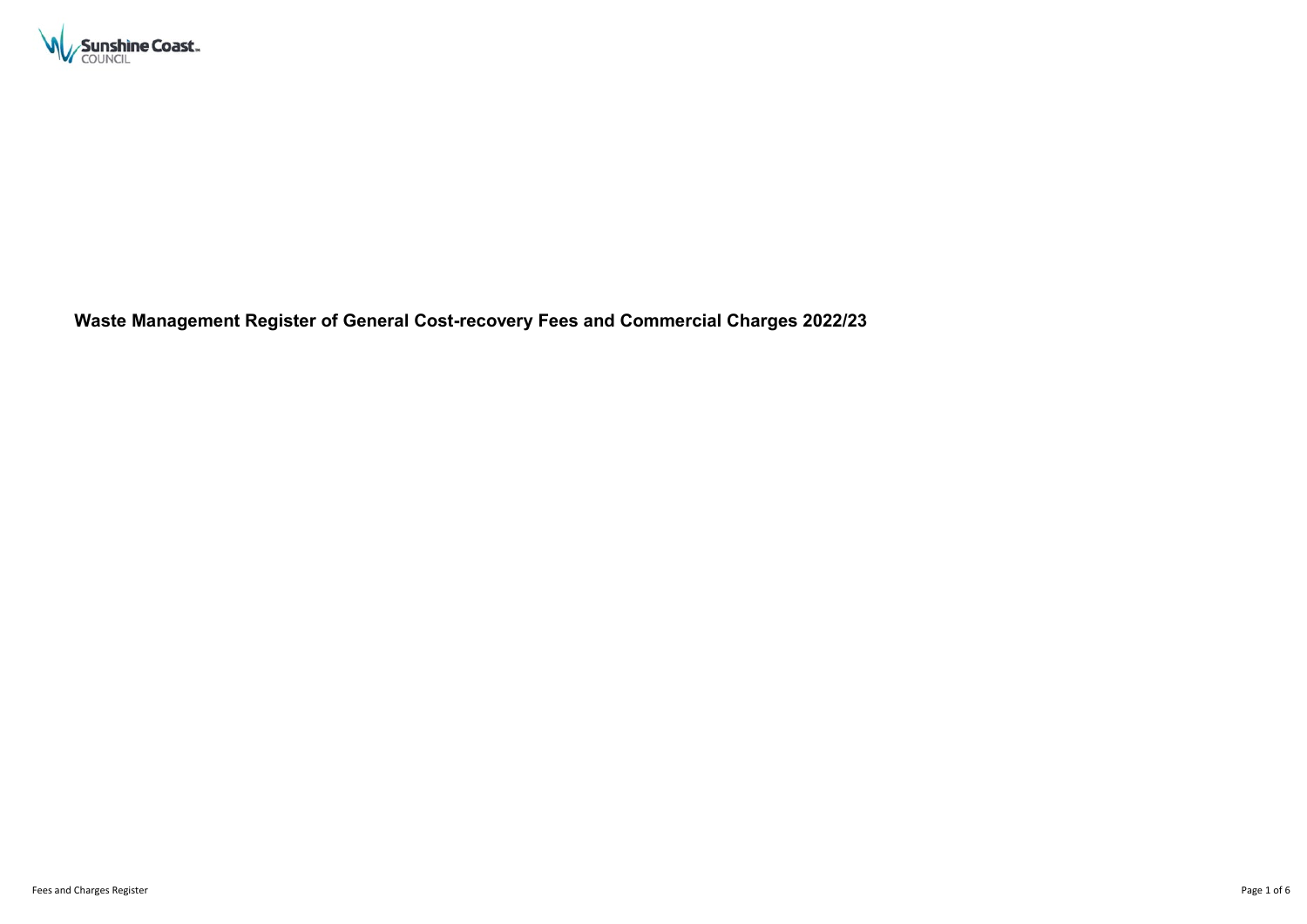# Waste Management Register of General Cost-recovery Fees and Commercial Charges 2022/23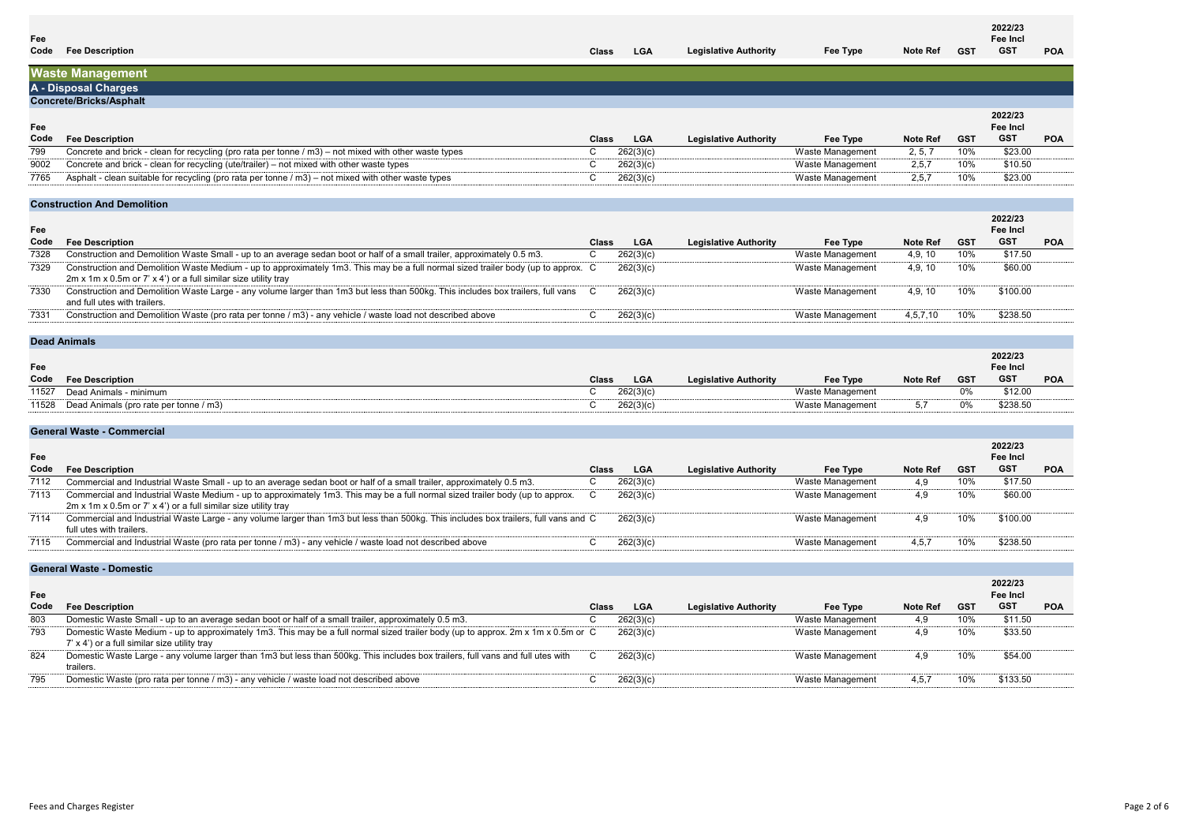# Waste Management

## A - Disposal Charges

### Concrete/Bricks/Asphalt

| Fee Code | Fee Description | Class | LGA | Legislative Authority | Fee Type | Note Ref | GST | 2022/23 Fee Incl GST | POA |
|---|---|---|---|---|---|---|---|---|---|
| 799 | Concrete and brick - clean for recycling (pro rata per tonne / m3) – not mixed with other waste types | C | 262(3)(c) | | Waste Management | 2, 5, 7 | 10% | $23.00 | |
| 9002 | Concrete and brick - clean for recycling (ute/trailer) – not mixed with other waste types | C | 262(3)(c) | | Waste Management | 2,5,7 | 10% | $10.50 | |
| 7765 | Asphalt - clean suitable for recycling (pro rata per tonne / m3) – not mixed with other waste types | C | 262(3)(c) | | Waste Management | 2,5,7 | 10% | $23.00 | |

### Construction And Demolition

| Fee Code | Fee Description | Class | LGA | Legislative Authority | Fee Type | Note Ref | GST | 2022/23 Fee Incl GST | POA |
|---|---|---|---|---|---|---|---|---|---|
| 7328 | Construction and Demolition Waste Small - up to an average sedan boot or half of a small trailer, approximately 0.5 m3. | C | 262(3)(c) | | Waste Management | 4,9, 10 | 10% | $17.50 | |
| 7329 | Construction and Demolition Waste Medium - up to approximately 1m3. This may be a full normal sized trailer body (up to approx. 2m x 1m x 0.5m or 7' x 4') or a full similar size utility tray | C | 262(3)(c) | | Waste Management | 4,9, 10 | 10% | $60.00 | |
| 7330 | Construction and Demolition Waste Large - any volume larger than 1m3 but less than 500kg. This includes box trailers, full vans and full utes with trailers. | C | 262(3)(c) | | Waste Management | 4,9, 10 | 10% | $100.00 | |
| 7331 | Construction and Demolition Waste (pro rata per tonne / m3) - any vehicle / waste load not described above | C | 262(3)(c) | | Waste Management | 4,5,7,10 | 10% | $238.50 | |

### Dead Animals

| Fee Code | Fee Description | Class | LGA | Legislative Authority | Fee Type | Note Ref | GST | 2022/23 Fee Incl GST | POA |
|---|---|---|---|---|---|---|---|---|---|
| 11527 | Dead Animals - minimum | C | 262(3)(c) | | Waste Management | | 0% | $12.00 | |
| 11528 | Dead Animals (pro rate per tonne / m3) | C | 262(3)(c) | | Waste Management | 5,7 | 0% | $238.50 | |

### General Waste - Commercial

| Fee Code | Fee Description | Class | LGA | Legislative Authority | Fee Type | Note Ref | GST | 2022/23 Fee Incl GST | POA |
|---|---|---|---|---|---|---|---|---|---|
| 7112 | Commercial and Industrial Waste Small - up to an average sedan boot or half of a small trailer, approximately 0.5 m3. | C | 262(3)(c) | | Waste Management | 4,9 | 10% | $17.50 | |
| 7113 | Commercial and Industrial Waste Medium - up to approximately 1m3. This may be a full normal sized trailer body (up to approx. 2m x 1m x 0.5m or 7' x 4') or a full similar size utility tray | C | 262(3)(c) | | Waste Management | 4,9 | 10% | $60.00 | |
| 7114 | Commercial and Industrial Waste Large - any volume larger than 1m3 but less than 500kg. This includes box trailers, full vans and full utes with trailers. | C | 262(3)(c) | | Waste Management | 4,9 | 10% | $100.00 | |
| 7115 | Commercial and Industrial Waste (pro rata per tonne / m3) - any vehicle / waste load not described above | C | 262(3)(c) | | Waste Management | 4,5,7 | 10% | $238.50 | |

### General Waste - Domestic

| Fee Code | Fee Description | Class | LGA | Legislative Authority | Fee Type | Note Ref | GST | 2022/23 Fee Incl GST | POA |
|---|---|---|---|---|---|---|---|---|---|
| 803 | Domestic Waste Small - up to an average sedan boot or half of a small trailer, approximately 0.5 m3. | C | 262(3)(c) | | Waste Management | 4,9 | 10% | $11.50 | |
| 793 | Domestic Waste Medium - up to approximately 1m3. This may be a full normal sized trailer body (up to approx. 2m x 1m x 0.5m or 7' x 4') or a full similar size utility tray | C | 262(3)(c) | | Waste Management | 4,9 | 10% | $33.50 | |
| 824 | Domestic Waste Large - any volume larger than 1m3 but less than 500kg. This includes box trailers, full vans and full utes with trailers. | C | 262(3)(c) | | Waste Management | 4,9 | 10% | $54.00 | |
| 795 | Domestic Waste (pro rata per tonne / m3) - any vehicle / waste load not described above | C | 262(3)(c) | | Waste Management | 4,5,7 | 10% | $133.50 | |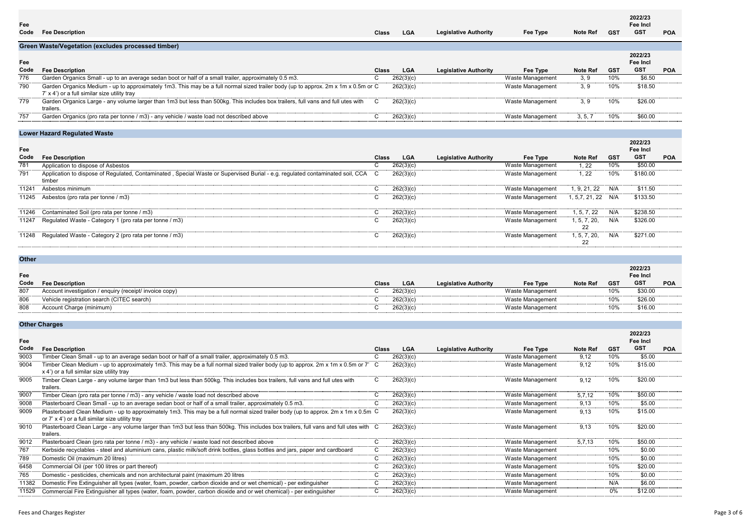| Fee Code | Fee Description | Class | LGA | Legislative Authority | Fee Type | Note Ref | GST | 2022/23 Fee Incl GST | POA |
|---|---|---|---|---|---|---|---|---|---|

## Green Waste/Vegetation (excludes processed timber)

| Fee Code | Fee Description | Class | LGA | Legislative Authority | Fee Type | Note Ref | GST | 2022/23 Fee Incl GST | POA |
|---|---|---|---|---|---|---|---|---|---|
| 776 | Garden Organics Small - up to an average sedan boot or half of a small trailer, approximately 0.5 m3. | C | 262(3)(c) | | Waste Management | 3, 9 | 10% | $6.50 | |
| 790 | Garden Organics Medium - up to approximately 1m3. This may be a full normal sized trailer body (up to approx. 2m x 1m x 0.5m or 7' x 4') or a full similar size utility tray | C | 262(3)(c) | | Waste Management | 3, 9 | 10% | $18.50 | |
| 779 | Garden Organics Large - any volume larger than 1m3 but less than 500kg. This includes box trailers, full vans and full utes with trailers. | C | 262(3)(c) | | Waste Management | 3, 9 | 10% | $26.00 | |
| 757 | Garden Organics (pro rata per tonne / m3) - any vehicle / waste load not described above | C | 262(3)(c) | | Waste Management | 3, 5, 7 | 10% | $60.00 | |

## Lower Hazard Regulated Waste

| Fee Code | Fee Description | Class | LGA | Legislative Authority | Fee Type | Note Ref | GST | 2022/23 Fee Incl GST | POA |
|---|---|---|---|---|---|---|---|---|---|
| 781 | Application to dispose of Asbestos | C | 262(3)(c) | | Waste Management | 1, 22 | 10% | $50.00 | |
| 791 | Application to dispose of Regulated, Contaminated , Special Waste or Supervised Burial - e.g. regulated contaminated soil, CCA timber | C | 262(3)(c) | | Waste Management | 1, 22 | 10% | $180.00 | |
| 11241 | Asbestos minimum | C | 262(3)(c) | | Waste Management | 1, 9, 21, 22 | N/A | $11.50 | |
| 11245 | Asbestos (pro rata per tonne / m3) | C | 262(3)(c) | | Waste Management | 1, 5,7, 21, 22 | N/A | $133.50 | |
| 11246 | Contaminated Soil (pro rata per tonne / m3) | C | 262(3)(c) | | Waste Management | 1, 5, 7, 22 | N/A | $238.50 | |
| 11247 | Regulated Waste - Category 1 (pro rata per tonne / m3) | C | 262(3)(c) | | Waste Management | 1, 5, 7, 20, 22 | N/A | $326.00 | |
| 11248 | Regulated Waste - Category 2 (pro rata per tonne / m3) | C | 262(3)(c) | | Waste Management | 1, 5, 7, 20, 22 | N/A | $271.00 | |

## Other

| Fee Code | Fee Description | Class | LGA | Legislative Authority | Fee Type | Note Ref | GST | 2022/23 Fee Incl GST | POA |
|---|---|---|---|---|---|---|---|---|---|
| 807 | Account investigation / enquiry (receipt/ invoice copy) | C | 262(3)(c) | | Waste Management | | 10% | $30.00 | |
| 806 | Vehicle registration search (CITEC search) | C | 262(3)(c) | | Waste Management | | 10% | $26.00 | |
| 808 | Account Charge (minimum) | C | 262(3)(c) | | Waste Management | | 10% | $16.00 | |

## Other Charges

| Fee Code | Fee Description | Class | LGA | Legislative Authority | Fee Type | Note Ref | GST | 2022/23 Fee Incl GST | POA |
|---|---|---|---|---|---|---|---|---|---|
| 9003 | Timber Clean Small - up to an average sedan boot or half of a small trailer, approximately 0.5 m3. | C | 262(3)(c) | | Waste Management | 9,12 | 10% | $5.00 | |
| 9004 | Timber Clean Medium - up to approximately 1m3. This may be a full normal sized trailer body (up to approx. 2m x 1m x 0.5m or 7' x 4') or a full similar size utility tray | C | 262(3)(c) | | Waste Management | 9,12 | 10% | $15.00 | |
| 9005 | Timber Clean Large - any volume larger than 1m3 but less than 500kg. This includes box trailers, full vans and full utes with trailers. | C | 262(3)(c) | | Waste Management | 9,12 | 10% | $20.00 | |
| 9007 | Timber Clean (pro rata per tonne / m3) - any vehicle / waste load not described above | C | 262(3)(c) | | Waste Management | 5,7,12 | 10% | $50.00 | |
| 9008 | Plasterboard Clean Small - up to an average sedan boot or half of a small trailer, approximately 0.5 m3. | C | 262(3)(c) | | Waste Management | 9,13 | 10% | $5.00 | |
| 9009 | Plasterboard Clean Medium - up to approximately 1m3. This may be a full normal sized trailer body (up to approx. 2m x 1m x 0.5m or 7' x 4') or a full similar size utility tray | C | 262(3)(c) | | Waste Management | 9,13 | 10% | $15.00 | |
| 9010 | Plasterboard Clean Large - any volume larger than 1m3 but less than 500kg. This includes box trailers, full vans and full utes with trailers. | C | 262(3)(c) | | Waste Management | 9,13 | 10% | $20.00 | |
| 9012 | Plasterboard Clean (pro rata per tonne / m3) - any vehicle / waste load not described above | C | 262(3)(c) | | Waste Management | 5,7,13 | 10% | $50.00 | |
| 767 | Kerbside recyclables - steel and aluminium cans, plastic milk/soft drink bottles, glass bottles and jars, paper and cardboard | C | 262(3)(c) | | Waste Management | | 10% | $0.00 | |
| 789 | Domestic Oil (maximum 20 litres) | C | 262(3)(c) | | Waste Management | | 10% | $0.00 | |
| 6458 | Commercial Oil (per 100 litres or part thereof) | C | 262(3)(c) | | Waste Management | | 10% | $20.00 | |
| 765 | Domestic - pesticides, chemicals and non architectural paint (maximum 20 litres | C | 262(3)(c) | | Waste Management | | 10% | $0.00 | |
| 11382 | Domestic Fire Extinguisher all types (water, foam, powder, carbon dioxide and or wet chemical) - per extinguisher | C | 262(3)(c) | | Waste Management | | N/A | $6.00 | |
| 11529 | Commercial Fire Extinguisher all types (water, foam, powder, carbon dioxide and or wet chemical) - per extinguisher | C | 262(3)(c) | | Waste Management | | 0% | $12.00 | |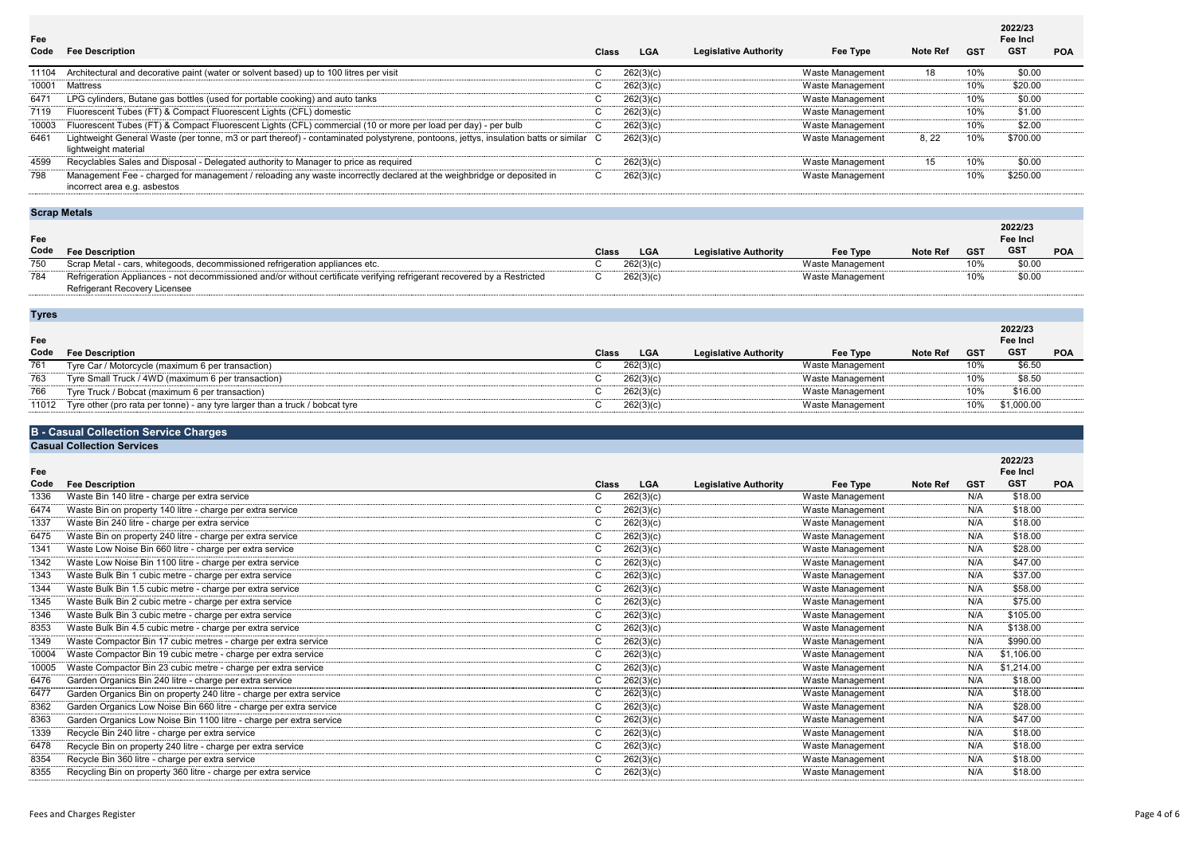| Fee Code | Fee Description | Class | LGA | Legislative Authority | Fee Type | Note Ref | GST | 2022/23 Fee Incl GST | POA |
|---|---|---|---|---|---|---|---|---|---|
| 11104 | Architectural and decorative paint (water or solvent based) up to 100 litres per visit | C | 262(3)(c) | | Waste Management | 18 | 10% | $0.00 | |
| 10001 | Mattress | C | 262(3)(c) | | Waste Management | | 10% | $20.00 | |
| 6471 | LPG cylinders, Butane gas bottles (used for portable cooking) and auto tanks | C | 262(3)(c) | | Waste Management | | 10% | $0.00 | |
| 7119 | Fluorescent Tubes (FT) & Compact Fluorescent Lights (CFL) domestic | C | 262(3)(c) | | Waste Management | | 10% | $1.00 | |
| 10003 | Fluorescent Tubes (FT) & Compact Fluorescent Lights (CFL) commercial (10 or more per load per day) - per bulb | C | 262(3)(c) | | Waste Management | | 10% | $2.00 | |
| 6461 | Lightweight General Waste (per tonne, m3 or part thereof) - contaminated polystyrene, pontoons, jettys, insulation batts or similar lightweight material | C | 262(3)(c) | | Waste Management | 8, 22 | 10% | $700.00 | |
| 4599 | Recyclables Sales and Disposal - Delegated authority to Manager to price as required | C | 262(3)(c) | | Waste Management | 15 | 10% | $0.00 | |
| 798 | Management Fee - charged for management / reloading any waste incorrectly declared at the weighbridge or deposited in incorrect area e.g. asbestos | C | 262(3)(c) | | Waste Management | | 10% | $250.00 | |

## Scrap Metals

| Fee Code | Fee Description | Class | LGA | Legislative Authority | Fee Type | Note Ref | GST | 2022/23 Fee Incl GST | POA |
|---|---|---|---|---|---|---|---|---|---|
| 750 | Scrap Metal - cars, whitegoods, decommissioned refrigeration appliances etc. | C | 262(3)(c) | | Waste Management | | 10% | $0.00 | |
| 784 | Refrigeration Appliances - not decommissioned and/or without certificate verifying refrigerant recovered by a Restricted Refrigerant Recovery Licensee | C | 262(3)(c) | | Waste Management | | 10% | $0.00 | |

## Tyres

| Fee Code | Fee Description | Class | LGA | Legislative Authority | Fee Type | Note Ref | GST | 2022/23 Fee Incl GST | POA |
|---|---|---|---|---|---|---|---|---|---|
| 761 | Tyre Car / Motorcycle (maximum 6 per transaction) | C | 262(3)(c) | | Waste Management | | 10% | $6.50 | |
| 763 | Tyre Small Truck / 4WD (maximum 6 per transaction) | C | 262(3)(c) | | Waste Management | | 10% | $8.50 | |
| 766 | Tyre Truck / Bobcat (maximum 6 per transaction) | C | 262(3)(c) | | Waste Management | | 10% | $16.00 | |
| 11012 | Tyre other (pro rata per tonne) - any tyre larger than a truck / bobcat tyre | C | 262(3)(c) | | Waste Management | | 10% | $1,000.00 | |

# B - Casual Collection Service Charges

## Casual Collection Services

| Fee Code | Fee Description | Class | LGA | Legislative Authority | Fee Type | Note Ref | GST | 2022/23 Fee Incl GST | POA |
|---|---|---|---|---|---|---|---|---|---|
| 1336 | Waste Bin 140 litre - charge per extra service | C | 262(3)(c) | | Waste Management | | N/A | $18.00 | |
| 6474 | Waste Bin on property 140 litre - charge per extra service | C | 262(3)(c) | | Waste Management | | N/A | $18.00 | |
| 1337 | Waste Bin 240 litre - charge per extra service | C | 262(3)(c) | | Waste Management | | N/A | $18.00 | |
| 6475 | Waste Bin on property 240 litre - charge per extra service | C | 262(3)(c) | | Waste Management | | N/A | $18.00 | |
| 1341 | Waste Low Noise Bin 660 litre - charge per extra service | C | 262(3)(c) | | Waste Management | | N/A | $28.00 | |
| 1342 | Waste Low Noise Bin 1100 litre - charge per extra service | C | 262(3)(c) | | Waste Management | | N/A | $47.00 | |
| 1343 | Waste Bulk Bin 1 cubic metre - charge per extra service | C | 262(3)(c) | | Waste Management | | N/A | $37.00 | |
| 1344 | Waste Bulk Bin 1.5 cubic metre - charge per extra service | C | 262(3)(c) | | Waste Management | | N/A | $58.00 | |
| 1345 | Waste Bulk Bin 2 cubic metre - charge per extra service | C | 262(3)(c) | | Waste Management | | N/A | $75.00 | |
| 1346 | Waste Bulk Bin 3 cubic metre - charge per extra service | C | 262(3)(c) | | Waste Management | | N/A | $105.00 | |
| 8353 | Waste Bulk Bin 4.5 cubic metre - charge per extra service | C | 262(3)(c) | | Waste Management | | N/A | $138.00 | |
| 1349 | Waste Compactor Bin 17 cubic metres - charge per extra service | C | 262(3)(c) | | Waste Management | | N/A | $990.00 | |
| 10004 | Waste Compactor Bin 19 cubic metre - charge per extra service | C | 262(3)(c) | | Waste Management | | N/A | $1,106.00 | |
| 10005 | Waste Compactor Bin 23 cubic metre - charge per extra service | C | 262(3)(c) | | Waste Management | | N/A | $1,214.00 | |
| 6476 | Garden Organics Bin 240 litre - charge per extra service | C | 262(3)(c) | | Waste Management | | N/A | $18.00 | |
| 6477 | Garden Organics Bin on property 240 litre - charge per extra service | C | 262(3)(c) | | Waste Management | | N/A | $18.00 | |
| 8362 | Garden Organics Low Noise Bin 660 litre - charge per extra service | C | 262(3)(c) | | Waste Management | | N/A | $28.00 | |
| 8363 | Garden Organics Low Noise Bin 1100 litre - charge per extra service | C | 262(3)(c) | | Waste Management | | N/A | $47.00 | |
| 1339 | Recycle Bin 240 litre - charge per extra service | C | 262(3)(c) | | Waste Management | | N/A | $18.00 | |
| 6478 | Recycle Bin on property 240 litre - charge per extra service | C | 262(3)(c) | | Waste Management | | N/A | $18.00 | |
| 8354 | Recycle Bin 360 litre - charge per extra service | C | 262(3)(c) | | Waste Management | | N/A | $18.00 | |
| 8355 | Recycling Bin on property 360 litre - charge per extra service | C | 262(3)(c) | | Waste Management | | N/A | $18.00 | |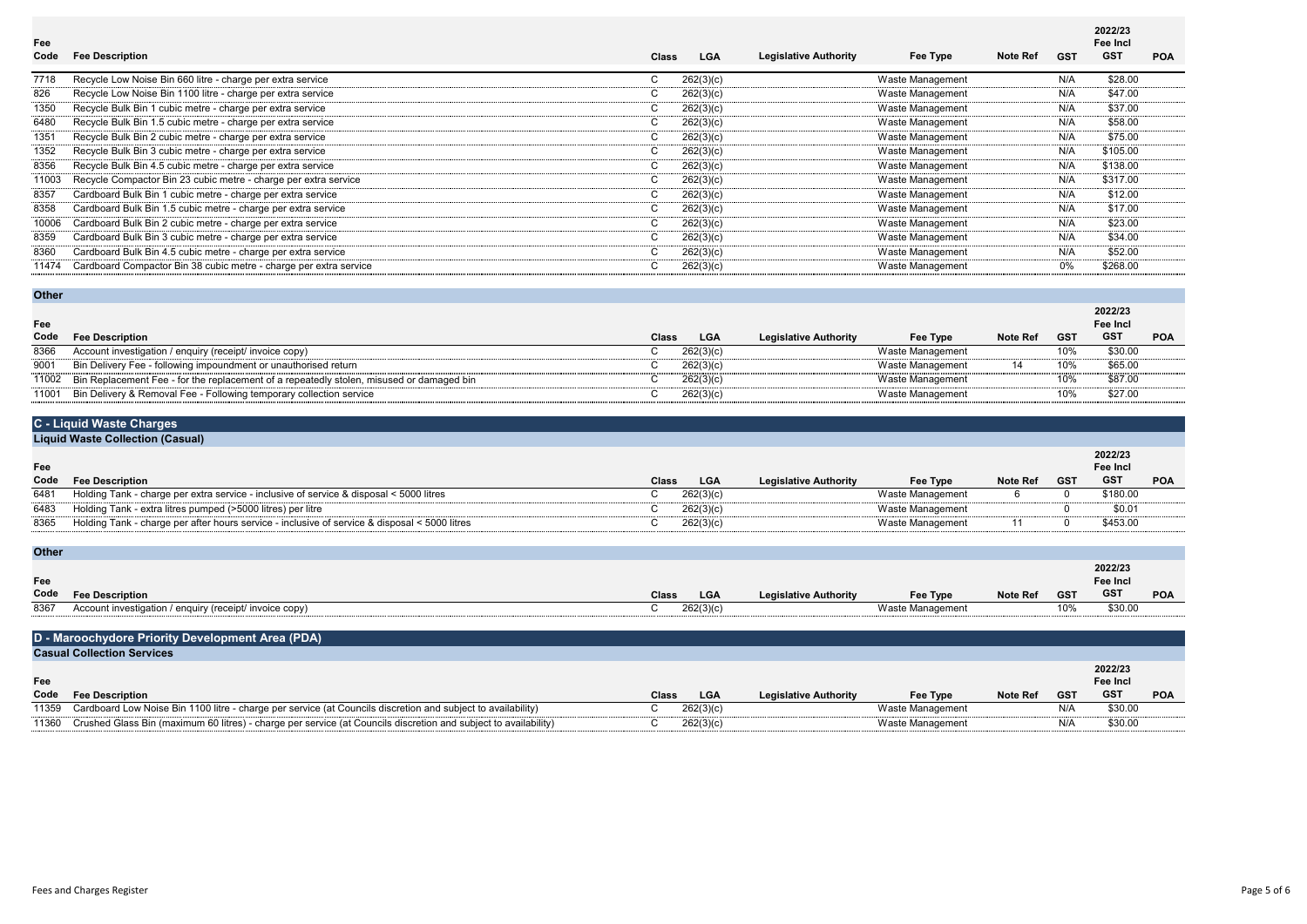| Fee Code | Fee Description | Class | LGA | Legislative Authority | Fee Type | Note Ref | GST | 2022/23 Fee Incl GST | POA |
|---|---|---|---|---|---|---|---|---|---|
| 7718 | Recycle Low Noise Bin 660 litre - charge per extra service | C | 262(3)(c) | | Waste Management | | N/A | $28.00 | |
| 826 | Recycle Low Noise Bin 1100 litre - charge per extra service | C | 262(3)(c) | | Waste Management | | N/A | $47.00 | |
| 1350 | Recycle Bulk Bin 1 cubic metre - charge per extra service | C | 262(3)(c) | | Waste Management | | N/A | $37.00 | |
| 6480 | Recycle Bulk Bin 1.5 cubic metre - charge per extra service | C | 262(3)(c) | | Waste Management | | N/A | $58.00 | |
| 1351 | Recycle Bulk Bin 2 cubic metre - charge per extra service | C | 262(3)(c) | | Waste Management | | N/A | $75.00 | |
| 1352 | Recycle Bulk Bin 3 cubic metre - charge per extra service | C | 262(3)(c) | | Waste Management | | N/A | $105.00 | |
| 8356 | Recycle Bulk Bin 4.5 cubic metre - charge per extra service | C | 262(3)(c) | | Waste Management | | N/A | $138.00 | |
| 11003 | Recycle Compactor Bin 23 cubic metre - charge per extra service | C | 262(3)(c) | | Waste Management | | N/A | $317.00 | |
| 8357 | Cardboard Bulk Bin 1 cubic metre - charge per extra service | C | 262(3)(c) | | Waste Management | | N/A | $12.00 | |
| 8358 | Cardboard Bulk Bin 1.5 cubic metre - charge per extra service | C | 262(3)(c) | | Waste Management | | N/A | $17.00 | |
| 10006 | Cardboard Bulk Bin 2 cubic metre - charge per extra service | C | 262(3)(c) | | Waste Management | | N/A | $23.00 | |
| 8359 | Cardboard Bulk Bin 3 cubic metre - charge per extra service | C | 262(3)(c) | | Waste Management | | N/A | $34.00 | |
| 8360 | Cardboard Bulk Bin 4.5 cubic metre - charge per extra service | C | 262(3)(c) | | Waste Management | | N/A | $52.00 | |
| 11474 | Cardboard Compactor Bin 38 cubic metre - charge per extra service | C | 262(3)(c) | | Waste Management | | 0% | $268.00 | |

### Other

| Fee Code | Fee Description | Class | LGA | Legislative Authority | Fee Type | Note Ref | GST | 2022/23 Fee Incl GST | POA |
|---|---|---|---|---|---|---|---|---|---|
| 8366 | Account investigation / enquiry (receipt/ invoice copy) | C | 262(3)(c) | | Waste Management | | 10% | $30.00 | |
| 9001 | Bin Delivery Fee - following impoundment or unauthorised return | C | 262(3)(c) | | Waste Management | 14 | 10% | $65.00 | |
| 11002 | Bin Replacement Fee - for the replacement of a repeatedly stolen, misused or damaged bin | C | 262(3)(c) | | Waste Management | | 10% | $87.00 | |
| 11001 | Bin Delivery & Removal Fee - Following temporary collection service | C | 262(3)(c) | | Waste Management | | 10% | $27.00 | |

## C - Liquid Waste Charges

### Liquid Waste Collection (Casual)

| Fee Code | Fee Description | Class | LGA | Legislative Authority | Fee Type | Note Ref | GST | 2022/23 Fee Incl GST | POA |
|---|---|---|---|---|---|---|---|---|---|
| 6481 | Holding Tank - charge per extra service - inclusive of service & disposal < 5000 litres | C | 262(3)(c) | | Waste Management | 6 | 0 | $180.00 | |
| 6483 | Holding Tank - extra litres pumped (>5000 litres) per litre | C | 262(3)(c) | | Waste Management | | 0 | $0.01 | |
| 8365 | Holding Tank - charge per after hours service - inclusive of service & disposal < 5000 litres | C | 262(3)(c) | | Waste Management | 11 | 0 | $453.00 | |

### Other

| Fee Code | Fee Description | Class | LGA | Legislative Authority | Fee Type | Note Ref | GST | 2022/23 Fee Incl GST | POA |
|---|---|---|---|---|---|---|---|---|---|
| 8367 | Account investigation / enquiry (receipt/ invoice copy) | C | 262(3)(c) | | Waste Management | | 10% | $30.00 | |

## D - Maroochydore Priority Development Area (PDA)

### Casual Collection Services

| Fee Code | Fee Description | Class | LGA | Legislative Authority | Fee Type | Note Ref | GST | 2022/23 Fee Incl GST | POA |
|---|---|---|---|---|---|---|---|---|---|
| 11359 | Cardboard Low Noise Bin 1100 litre - charge per service (at Councils discretion and subject to availability) | C | 262(3)(c) | | Waste Management | | N/A | $30.00 | |
| 11360 | Crushed Glass Bin (maximum 60 litres) - charge per service (at Councils discretion and subject to availability) | C | 262(3)(c) | | Waste Management | | N/A | $30.00 | |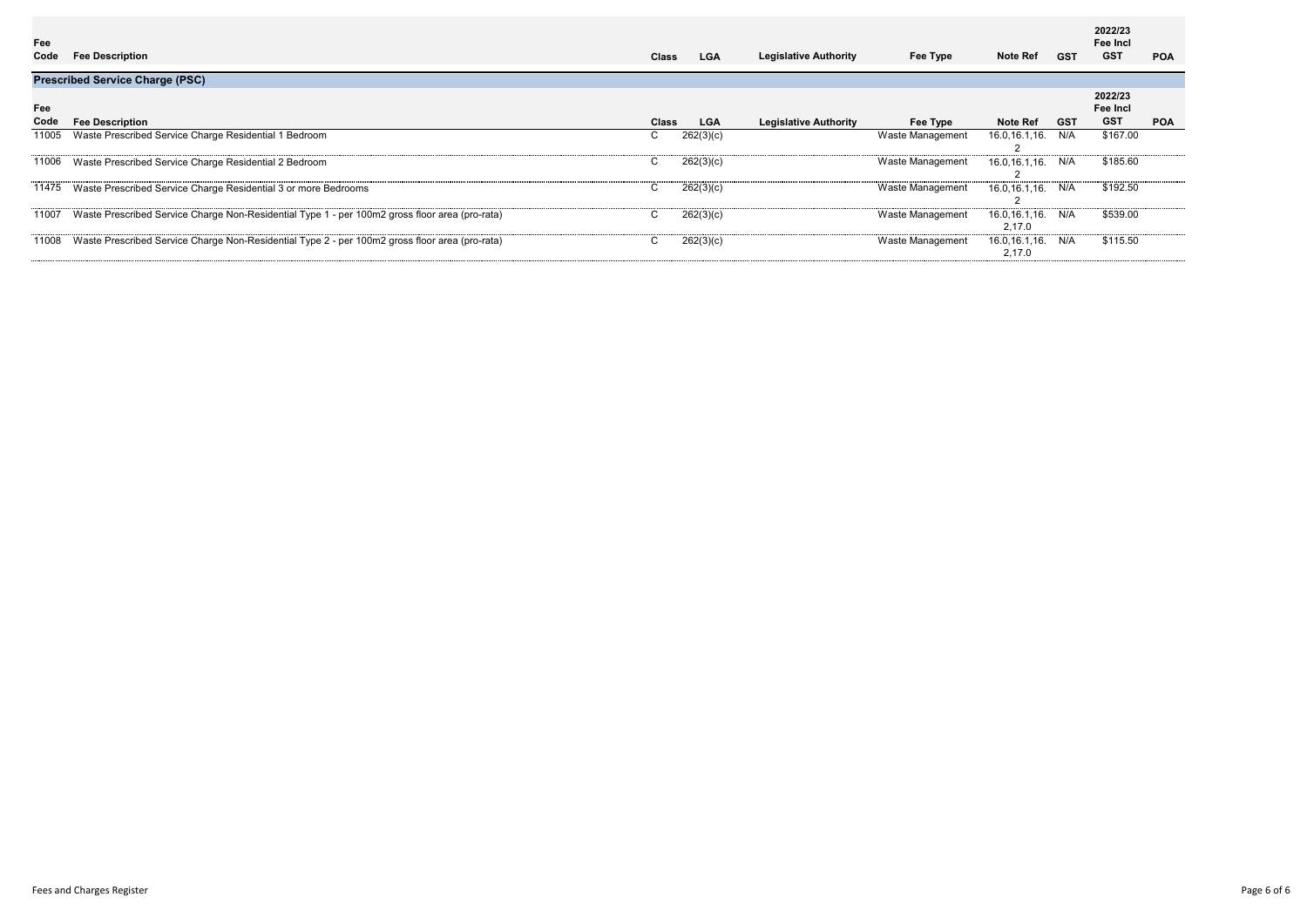| Fee Code | Fee Description | Class | LGA | Legislative Authority | Fee Type | Note Ref | GST | 2022/23 Fee Incl GST | POA |
|---|---|---|---|---|---|---|---|---|---|
| **Prescribed Service Charge (PSC)** | | | | | | | | | |
| 11005 | Waste Prescribed Service Charge Residential 1 Bedroom | C | 262(3)(c) | | Waste Management | 16.0,16.1,16.2 | N/A | $167.00 | |
| 11006 | Waste Prescribed Service Charge Residential 2 Bedroom | C | 262(3)(c) | | Waste Management | 16.0,16.1,16.2 | N/A | $185.60 | |
| 11475 | Waste Prescribed Service Charge Residential 3 or more Bedrooms | C | 262(3)(c) | | Waste Management | 16.0,16.1,16.2 | N/A | $192.50 | |
| 11007 | Waste Prescribed Service Charge Non-Residential Type 1 - per 100m2 gross floor area (pro-rata) | C | 262(3)(c) | | Waste Management | 16.0,16.1,16.2,17.0 | N/A | $539.00 | |
| 11008 | Waste Prescribed Service Charge Non-Residential Type 2 - per 100m2 gross floor area (pro-rata) | C | 262(3)(c) | | Waste Management | 16.0,16.1,16.2,17.0 | N/A | $115.50 | |